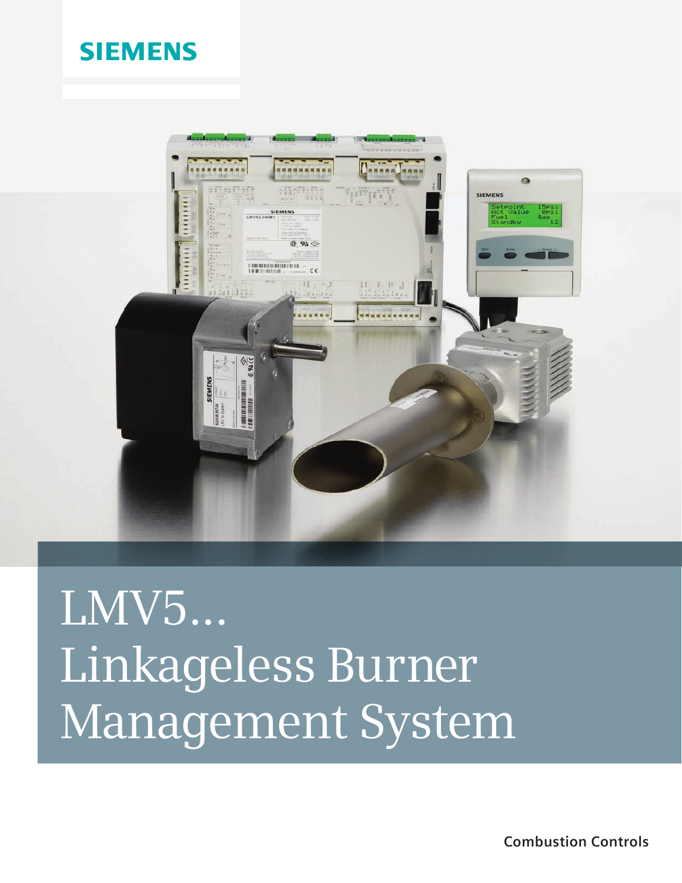SIEMENS

# LMV5... Linkageless Burner Management System

Combustion Controls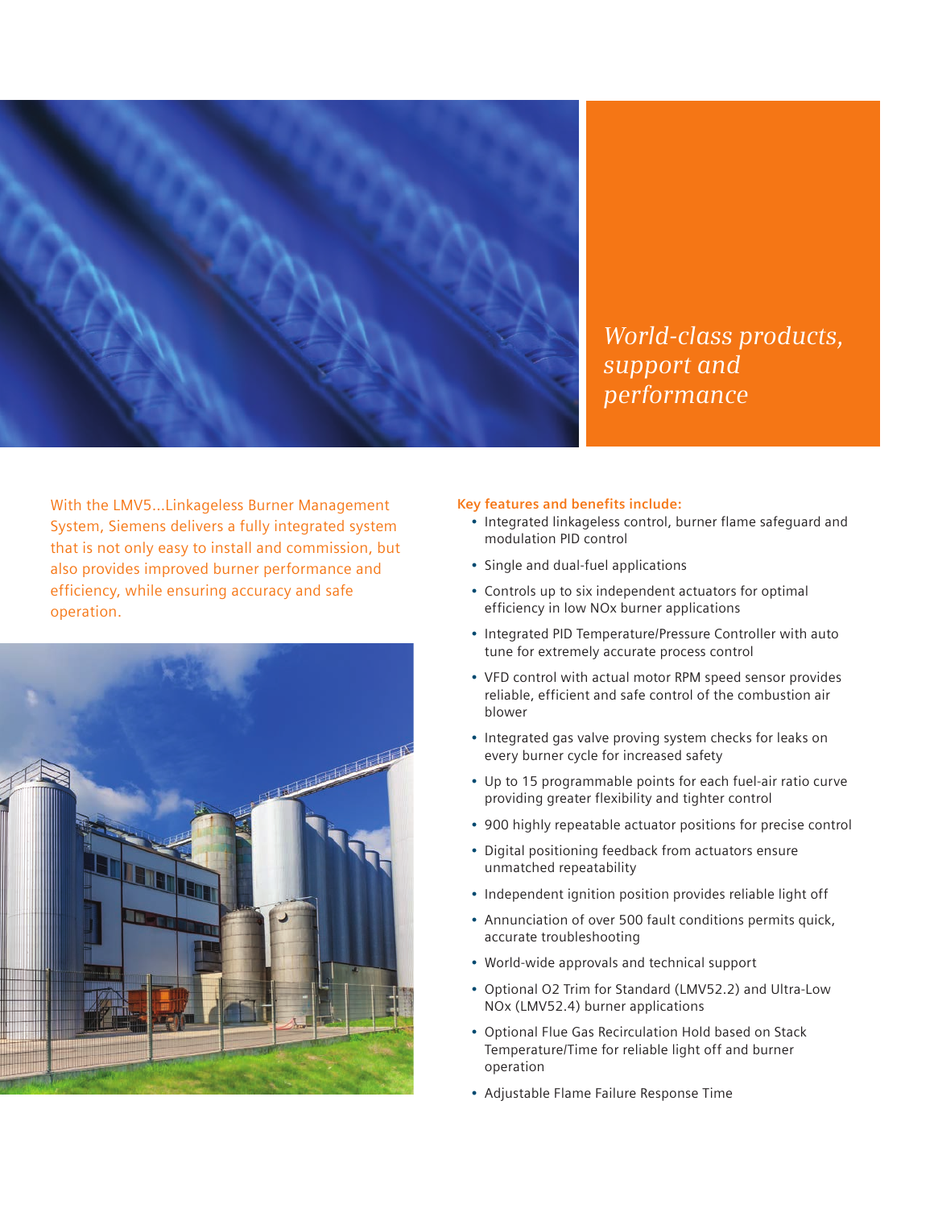*World-class products, support and performance*

With the LMV5...Linkageless Burner Management System, Siemens delivers a fully integrated system that is not only easy to install and commission, but also provides improved burner performance and efficiency, while ensuring accuracy and safe operation.

**Key features and benefits include:**

- Integrated linkageless control, burner flame safeguard and modulation PID control
- Single and dual-fuel applications
- Controls up to six independent actuators for optimal efficiency in low NOx burner applications
- Integrated PID Temperature/Pressure Controller with auto tune for extremely accurate process control
- VFD control with actual motor RPM speed sensor provides reliable, efficient and safe control of the combustion air blower
- Integrated gas valve proving system checks for leaks on every burner cycle for increased safety
- Up to 15 programmable points for each fuel-air ratio curve providing greater flexibility and tighter control
- 900 highly repeatable actuator positions for precise control
- Digital positioning feedback from actuators ensure unmatched repeatability
- Independent ignition position provides reliable light off
- Annunciation of over 500 fault conditions permits quick, accurate troubleshooting
- World-wide approvals and technical support
- Optional O2 Trim for Standard (LMV52.2) and Ultra-Low NOx (LMV52.4) burner applications
- Optional Flue Gas Recirculation Hold based on Stack Temperature/Time for reliable light off and burner operation
- Adjustable Flame Failure Response Time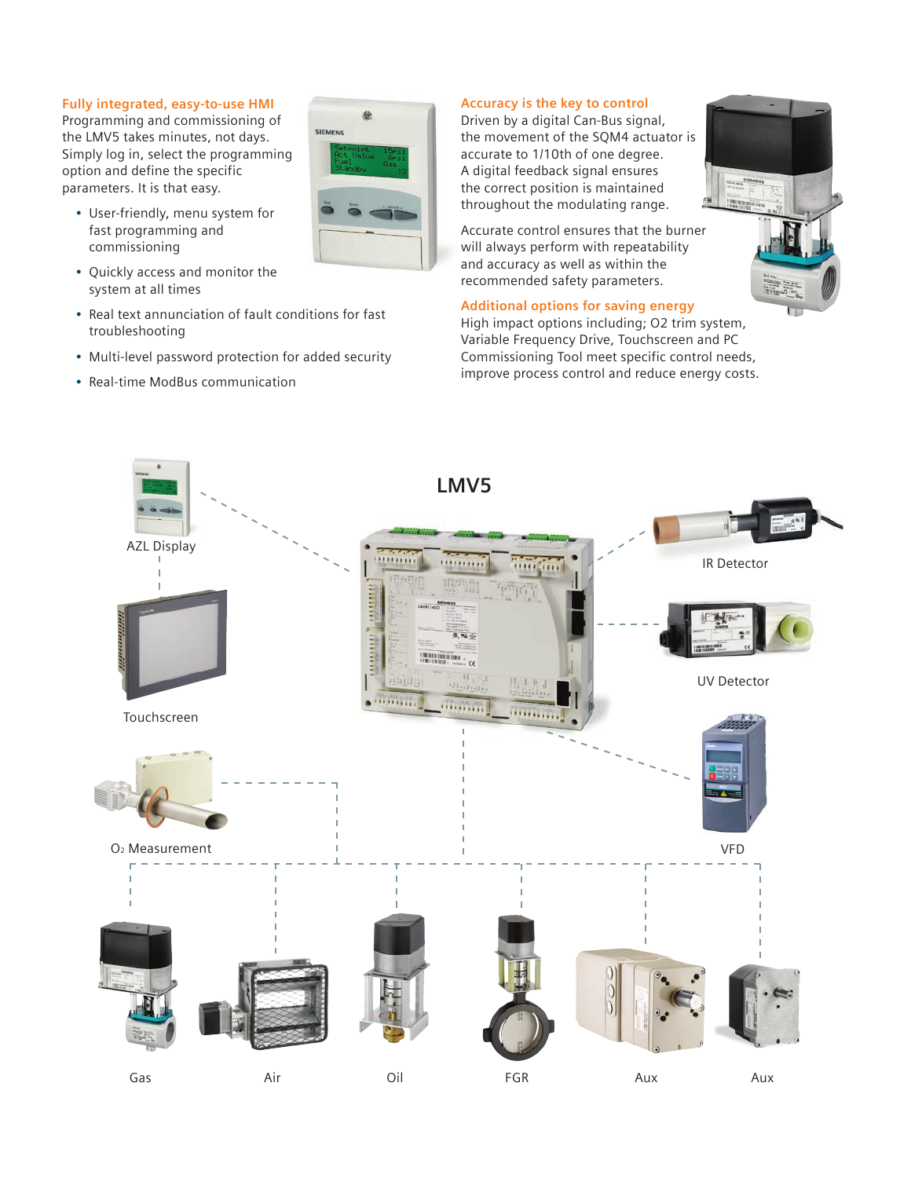## Fully integrated, easy-to-use HMI

Programming and commissioning of the LMV5 takes minutes, not days. Simply log in, select the programming option and define the specific parameters. It is that easy.

- User-friendly, menu system for fast programming and commissioning
- Quickly access and monitor the system at all times
- Real text annunciation of fault conditions for fast troubleshooting
- Multi-level password protection for added security
- Real-time ModBus communication

## Accuracy is the key to control

Driven by a digital Can-Bus signal, the movement of the SQM4 actuator is accurate to 1/10th of one degree. A digital feedback signal ensures the correct position is maintained throughout the modulating range.

Accurate control ensures that the burner will always perform with repeatability and accuracy as well as within the recommended safety parameters.

## Additional options for saving energy

High impact options including; O2 trim system, Variable Frequency Drive, Touchscreen and PC Commissioning Tool meet specific control needs, improve process control and reduce energy costs.

LMV5

AZL Display

Touchscreen

$O_2$ Measurement

IR Detector

UV Detector

VFD

Gas

Air

Oil

FGR

Aux

Aux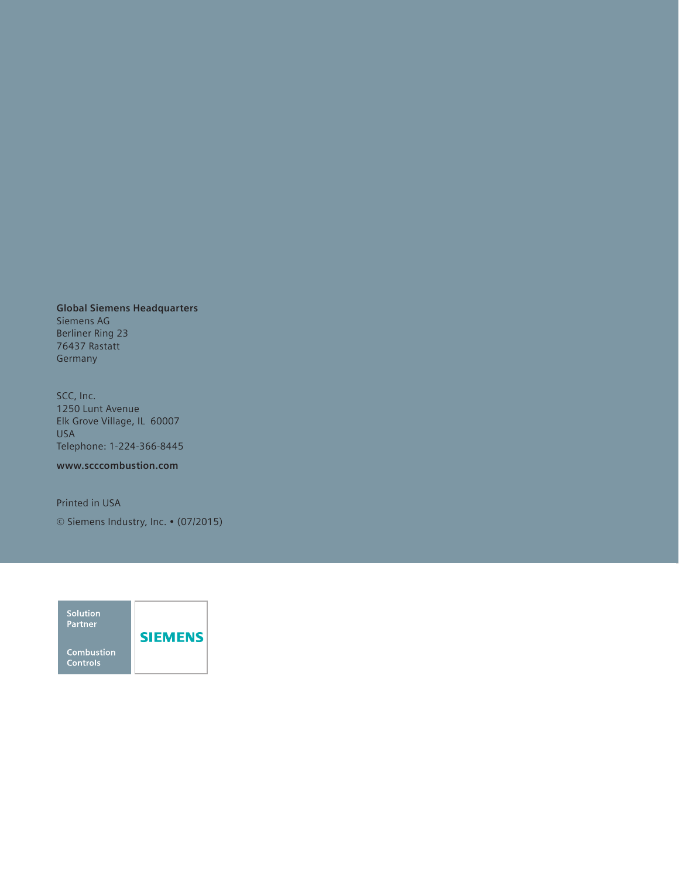**Global Siemens Headquarters**
Siemens AG
Berliner Ring 23
76437 Rastatt
Germany

SCC, Inc.
1250 Lunt Avenue
Elk Grove Village, IL 60007
USA
Telephone: 1-224-366-8445

**www.scccombustion.com**

Printed in USA

© Siemens Industry, Inc. • (07/2015)

Solution Partner

Combustion Controls

SIEMENS